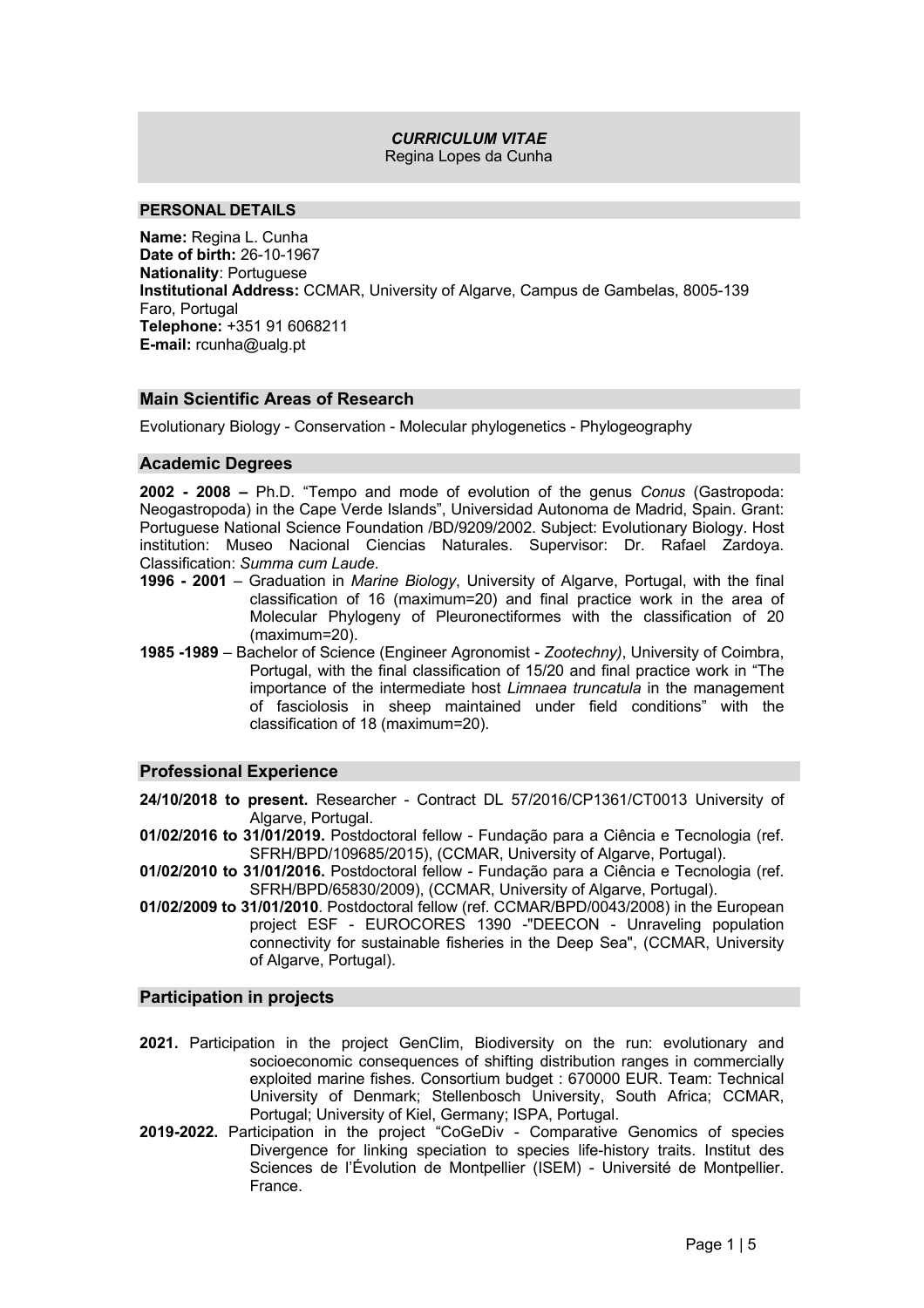# *CURRICULUM VITAE*

Regina Lopes da Cunha

## PERSONAL DETAILS

**Name:** Regina L. Cunha
**Date of birth:** 26-10-1967
**Nationality**: Portuguese
**Institutional Address:** CCMAR, University of Algarve, Campus de Gambelas, 8005-139 Faro, Portugal
**Telephone:** +351 91 6068211
**E-mail:** rcunha@ualg.pt

## Main Scientific Areas of Research

Evolutionary Biology - Conservation - Molecular phylogenetics - Phylogeography

## Academic Degrees

**2002 - 2008 –** Ph.D. "Tempo and mode of evolution of the genus *Conus* (Gastropoda: Neogastropoda) in the Cape Verde Islands", Universidad Autonoma de Madrid, Spain. Grant: Portuguese National Science Foundation /BD/9209/2002. Subject: Evolutionary Biology. Host institution: Museo Nacional Ciencias Naturales. Supervisor: Dr. Rafael Zardoya. Classification: *Summa cum Laude*.

**1996 - 2001** – Graduation in *Marine Biology*, University of Algarve, Portugal, with the final classification of 16 (maximum=20) and final practice work in the area of Molecular Phylogeny of Pleuronectiformes with the classification of 20 (maximum=20).

**1985 -1989** – Bachelor of Science (Engineer Agronomist - *Zootechny)*, University of Coimbra, Portugal, with the final classification of 15/20 and final practice work in "The importance of the intermediate host *Limnaea truncatula* in the management of fasciolosis in sheep maintained under field conditions" with the classification of 18 (maximum=20).

## Professional Experience

**24/10/2018 to present.** Researcher - Contract DL 57/2016/CP1361/CT0013 University of Algarve, Portugal.

**01/02/2016 to 31/01/2019.** Postdoctoral fellow - Fundação para a Ciência e Tecnologia (ref. SFRH/BPD/109685/2015), (CCMAR, University of Algarve, Portugal).

**01/02/2010 to 31/01/2016.** Postdoctoral fellow - Fundação para a Ciência e Tecnologia (ref. SFRH/BPD/65830/2009), (CCMAR, University of Algarve, Portugal).

**01/02/2009 to 31/01/2010**. Postdoctoral fellow (ref. CCMAR/BPD/0043/2008) in the European project ESF - EUROCORES 1390 -"DEECON - Unraveling population connectivity for sustainable fisheries in the Deep Sea", (CCMAR, University of Algarve, Portugal).

## Participation in projects

**2021.** Participation in the project GenClim, Biodiversity on the run: evolutionary and socioeconomic consequences of shifting distribution ranges in commercially exploited marine fishes. Consortium budget : 670000 EUR. Team: Technical University of Denmark; Stellenbosch University, South Africa; CCMAR, Portugal; University of Kiel, Germany; ISPA, Portugal.

**2019-2022.** Participation in the project "CoGeDiv - Comparative Genomics of species Divergence for linking speciation to species life-history traits. Institut des Sciences de l'Évolution de Montpellier (ISEM) - Université de Montpellier. France.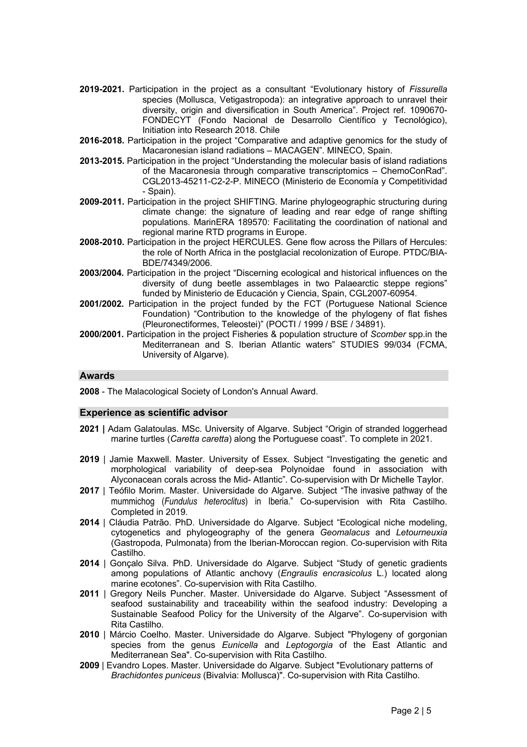**2019-2021.** Participation in the project as a consultant "Evolutionary history of *Fissurella* species (Mollusca, Vetigastropoda): an integrative approach to unravel their diversity, origin and diversification in South America". Project ref. 1090670-FONDECYT (Fondo Nacional de Desarrollo Científico y Tecnológico), Initiation into Research 2018. Chile

**2016-2018.** Participation in the project "Comparative and adaptive genomics for the study of Macaronesian island radiations – MACAGEN". MINECO, Spain.

**2013-2015.** Participation in the project "Understanding the molecular basis of island radiations of the Macaronesia through comparative transcriptomics – ChemoConRad". CGL2013-45211-C2-2-P. MINECO (Ministerio de Economía y Competitividad - Spain).

**2009-2011.** Participation in the project SHIFTING. Marine phylogeographic structuring during climate change: the signature of leading and rear edge of range shifting populations. MarinERA 189570: Facilitating the coordination of national and regional marine RTD programs in Europe.

**2008-2010.** Participation in the project HERCULES. Gene flow across the Pillars of Hercules: the role of North Africa in the postglacial recolonization of Europe. PTDC/BIA-BDE/74349/2006.

**2003/2004.** Participation in the project "Discerning ecological and historical influences on the diversity of dung beetle assemblages in two Palaearctic steppe regions" funded by Ministerio de Educación y Ciencia, Spain, CGL2007-60954.

**2001/2002.** Participation in the project funded by the FCT (Portuguese National Science Foundation) "Contribution to the knowledge of the phylogeny of flat fishes (Pleuronectiformes, Teleostei)" (POCTI / 1999 / BSE / 34891).

**2000/2001.** Participation in the project Fisheries & population structure of *Scomber* spp.in the Mediterranean and S. Iberian Atlantic waters" STUDIES 99/034 (FCMA, University of Algarve).

## Awards

**2008** - The Malacological Society of London's Annual Award.

## Experience as scientific advisor

**2021 |** Adam Galatoulas. MSc. University of Algarve. Subject "Origin of stranded loggerhead marine turtles (*Caretta caretta*) along the Portuguese coast". To complete in 2021.

**2019** | Jamie Maxwell. Master. University of Essex. Subject "Investigating the genetic and morphological variability of deep-sea Polynoidae found in association with Alyconacean corals across the Mid- Atlantic". Co-supervision with Dr Michelle Taylor.

**2017** | Teófilo Morim. Master. Universidade do Algarve. Subject "The invasive pathway of the mummichog (*Fundulus heteroclitus*) in Iberia." Co-supervision with Rita Castilho. Completed in 2019.

**2014** | Cláudia Patrão. PhD. Universidade do Algarve. Subject "Ecological niche modeling, cytogenetics and phylogeography of the genera *Geomalacus* and *Letourneuxia* (Gastropoda, Pulmonata) from the Iberian-Moroccan region. Co-supervision with Rita Castilho.

**2014** | Gonçalo Silva. PhD. Universidade do Algarve. Subject "Study of genetic gradients among populations of Atlantic anchovy (*Engraulis encrasicolus* L.) located along marine ecotones". Co-supervision with Rita Castilho.

**2011** | Gregory Neils Puncher. Master. Universidade do Algarve. Subject "Assessment of seafood sustainability and traceability within the seafood industry: Developing a Sustainable Seafood Policy for the University of the Algarve". Co-supervision with Rita Castilho.

**2010** | Márcio Coelho. Master. Universidade do Algarve. Subject "Phylogeny of gorgonian species from the genus *Eunicella* and *Leptogorgia* of the East Atlantic and Mediterranean Sea". Co-supervision with Rita Castilho.

**2009** | Evandro Lopes. Master. Universidade do Algarve. Subject "Evolutionary patterns of *Brachidontes puniceus* (Bivalvia: Mollusca)". Co-supervision with Rita Castilho.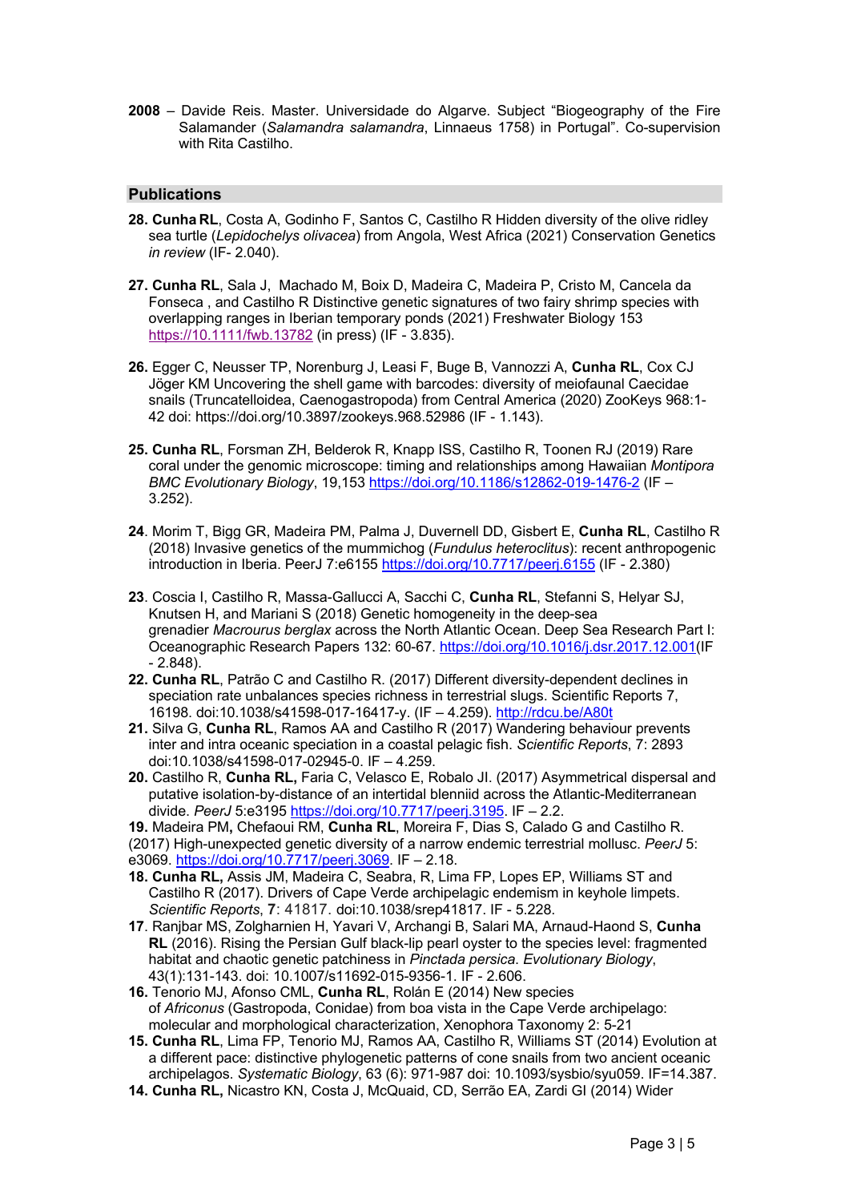**2008** – Davide Reis. Master. Universidade do Algarve. Subject "Biogeography of the Fire Salamander (*Salamandra salamandra*, Linnaeus 1758) in Portugal". Co-supervision with Rita Castilho.

## Publications

**28. Cunha RL**, Costa A, Godinho F, Santos C, Castilho R Hidden diversity of the olive ridley sea turtle (*Lepidochelys olivacea*) from Angola, West Africa (2021) Conservation Genetics *in review* (IF- 2.040).

**27. Cunha RL**, Sala J, Machado M, Boix D, Madeira C, Madeira P, Cristo M, Cancela da Fonseca , and Castilho R Distinctive genetic signatures of two fairy shrimp species with overlapping ranges in Iberian temporary ponds (2021) Freshwater Biology 153 https://10.1111/fwb.13782 (in press) (IF - 3.835).

**26.** Egger C, Neusser TP, Norenburg J, Leasi F, Buge B, Vannozzi A, **Cunha RL**, Cox CJ Jöger KM Uncovering the shell game with barcodes: diversity of meiofaunal Caecidae snails (Truncatelloidea, Caenogastropoda) from Central America (2020) ZooKeys 968:1-42 doi: https://doi.org/10.3897/zookeys.968.52986 (IF - 1.143).

**25. Cunha RL**, Forsman ZH, Belderok R, Knapp ISS, Castilho R, Toonen RJ (2019) Rare coral under the genomic microscope: timing and relationships among Hawaiian *Montipora BMC Evolutionary Biology*, 19,153 https://doi.org/10.1186/s12862-019-1476-2 (IF – 3.252).

**24**. Morim T, Bigg GR, Madeira PM, Palma J, Duvernell DD, Gisbert E, **Cunha RL**, Castilho R (2018) Invasive genetics of the mummichog (*Fundulus heteroclitus*): recent anthropogenic introduction in Iberia. PeerJ 7:e6155 https://doi.org/10.7717/peerj.6155 (IF - 2.380)

**23**. Coscia I, Castilho R, Massa-Gallucci A, Sacchi C, **Cunha RL**, Stefanni S, Helyar SJ, Knutsen H, and Mariani S (2018) Genetic homogeneity in the deep-sea grenadier *Macrourus berglax* across the North Atlantic Ocean. Deep Sea Research Part I: Oceanographic Research Papers 132: 60-67. https://doi.org/10.1016/j.dsr.2017.12.001(IF - 2.848).

**22. Cunha RL**, Patrão C and Castilho R. (2017) Different diversity-dependent declines in speciation rate unbalances species richness in terrestrial slugs. Scientific Reports 7, 16198. doi:10.1038/s41598-017-16417-y. (IF – 4.259). http://rdcu.be/A80t

**21.** Silva G, **Cunha RL**, Ramos AA and Castilho R (2017) Wandering behaviour prevents inter and intra oceanic speciation in a coastal pelagic fish. *Scientific Reports*, 7: 2893 doi:10.1038/s41598-017-02945-0. IF – 4.259.

**20.** Castilho R, **Cunha RL,** Faria C, Velasco E, Robalo JI. (2017) Asymmetrical dispersal and putative isolation-by-distance of an intertidal blenniid across the Atlantic-Mediterranean divide. *PeerJ* 5:e3195 https://doi.org/10.7717/peerj.3195. IF – 2.2.

**19.** Madeira PM**,** Chefaoui RM, **Cunha RL**, Moreira F, Dias S, Calado G and Castilho R. (2017) High-unexpected genetic diversity of a narrow endemic terrestrial mollusc. *PeerJ* 5: e3069. https://doi.org/10.7717/peerj.3069. IF – 2.18.

**18. Cunha RL,** Assis JM, Madeira C, Seabra, R, Lima FP, Lopes EP, Williams ST and Castilho R (2017). Drivers of Cape Verde archipelagic endemism in keyhole limpets. *Scientific Reports*, **7**: 41817. doi:10.1038/srep41817. IF - 5.228.

**17**. Ranjbar MS, Zolgharnien H, Yavari V, Archangi B, Salari MA, Arnaud-Haond S, **Cunha RL** (2016). Rising the Persian Gulf black-lip pearl oyster to the species level: fragmented habitat and chaotic genetic patchiness in *Pinctada persica*. *Evolutionary Biology*, 43(1):131-143. doi: 10.1007/s11692-015-9356-1. IF - 2.606.

**16.** Tenorio MJ, Afonso CML, **Cunha RL**, Rolán E (2014) New species of *Africonus* (Gastropoda, Conidae) from boa vista in the Cape Verde archipelago: molecular and morphological characterization, Xenophora Taxonomy 2: 5-21

**15. Cunha RL**, Lima FP, Tenorio MJ, Ramos AA, Castilho R, Williams ST (2014) Evolution at a different pace: distinctive phylogenetic patterns of cone snails from two ancient oceanic archipelagos. *Systematic Biology*, 63 (6): 971-987 doi: 10.1093/sysbio/syu059. IF=14.387.

**14. Cunha RL,** Nicastro KN, Costa J, McQuaid, CD, Serrão EA, Zardi GI (2014) Wider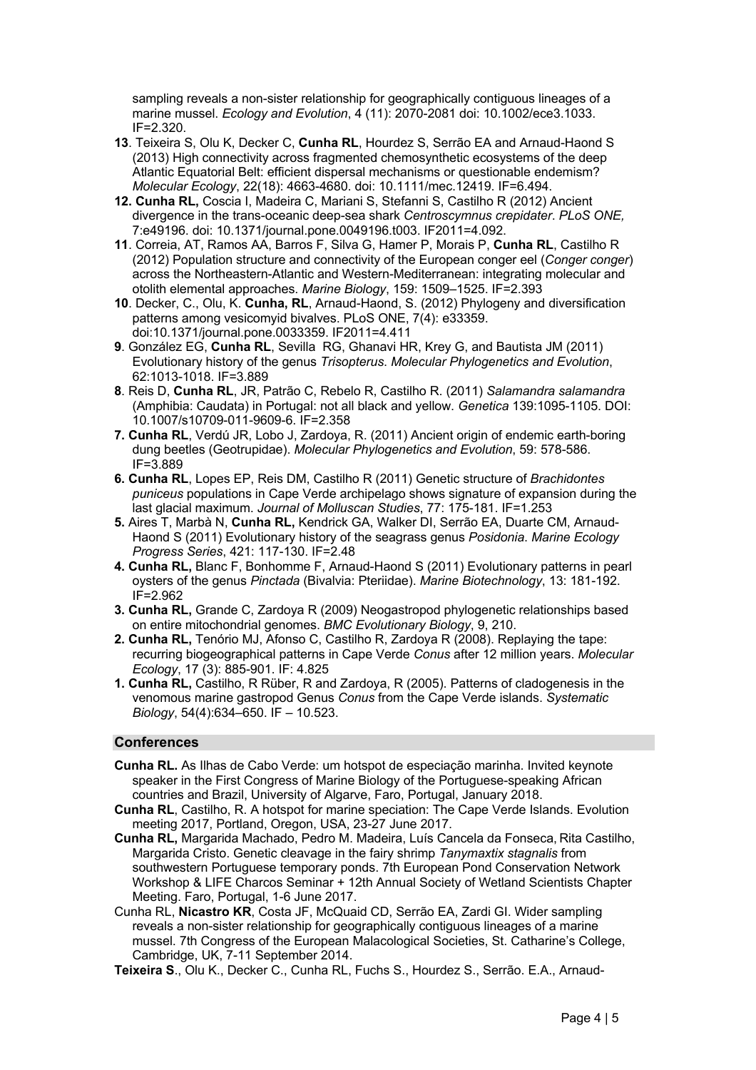sampling reveals a non-sister relationship for geographically contiguous lineages of a marine mussel. *Ecology and Evolution*, 4 (11): 2070-2081 doi: 10.1002/ece3.1033. IF=2.320.

**13**. Teixeira S, Olu K, Decker C, **Cunha RL**, Hourdez S, Serrão EA and Arnaud-Haond S (2013) High connectivity across fragmented chemosynthetic ecosystems of the deep Atlantic Equatorial Belt: efficient dispersal mechanisms or questionable endemism? *Molecular Ecology*, 22(18): 4663-4680. doi: 10.1111/mec.12419. IF=6.494.

**12. Cunha RL,** Coscia I, Madeira C, Mariani S, Stefanni S, Castilho R (2012) Ancient divergence in the trans-oceanic deep-sea shark *Centroscymnus crepidater*. *PLoS ONE,* 7:e49196. doi: 10.1371/journal.pone.0049196.t003. IF2011=4.092.

**11**. Correia, AT, Ramos AA, Barros F, Silva G, Hamer P, Morais P, **Cunha RL**, Castilho R (2012) Population structure and connectivity of the European conger eel (*Conger conger*) across the Northeastern-Atlantic and Western-Mediterranean: integrating molecular and otolith elemental approaches. *Marine Biology*, 159: 1509–1525. IF=2.393

**10**. Decker, C., Olu, K. **Cunha, RL**, Arnaud-Haond, S. (2012) Phylogeny and diversification patterns among vesicomyid bivalves. PLoS ONE, 7(4): e33359. doi:10.1371/journal.pone.0033359. IF2011=4.411

**9**. González EG, **Cunha RL**, Sevilla RG, Ghanavi HR, Krey G, and Bautista JM (2011) Evolutionary history of the genus *Trisopterus*. *Molecular Phylogenetics and Evolution*, 62:1013-1018. IF=3.889

**8**. Reis D, **Cunha RL**, JR, Patrão C, Rebelo R, Castilho R. (2011) *Salamandra salamandra* (Amphibia: Caudata) in Portugal: not all black and yellow. *Genetica* 139:1095-1105. DOI: 10.1007/s10709-011-9609-6. IF=2.358

**7. Cunha RL**, Verdú JR, Lobo J, Zardoya, R. (2011) Ancient origin of endemic earth-boring dung beetles (Geotrupidae). *Molecular Phylogenetics and Evolution*, 59: 578-586. IF=3.889

**6. Cunha RL**, Lopes EP, Reis DM, Castilho R (2011) Genetic structure of *Brachidontes puniceus* populations in Cape Verde archipelago shows signature of expansion during the last glacial maximum. *Journal of Molluscan Studies*, 77: 175-181. IF=1.253

**5.** Aires T, Marbà N, **Cunha RL,** Kendrick GA, Walker DI, Serrão EA, Duarte CM, Arnaud-Haond S (2011) Evolutionary history of the seagrass genus *Posidonia*. *Marine Ecology Progress Series*, 421: 117-130. IF=2.48

**4. Cunha RL,** Blanc F, Bonhomme F, Arnaud-Haond S (2011) Evolutionary patterns in pearl oysters of the genus *Pinctada* (Bivalvia: Pteriidae). *Marine Biotechnology*, 13: 181-192. IF=2.962

**3. Cunha RL,** Grande C, Zardoya R (2009) Neogastropod phylogenetic relationships based on entire mitochondrial genomes. *BMC Evolutionary Biology*, 9, 210.

**2. Cunha RL,** Tenório MJ, Afonso C, Castilho R, Zardoya R (2008). Replaying the tape: recurring biogeographical patterns in Cape Verde *Conus* after 12 million years. *Molecular Ecology*, 17 (3): 885-901. IF: 4.825

**1. Cunha RL,** Castilho, R Rüber, R and Zardoya, R (2005). Patterns of cladogenesis in the venomous marine gastropod Genus *Conus* from the Cape Verde islands. *Systematic Biology*, 54(4):634–650. IF – 10.523.

## Conferences

**Cunha RL.** As Ilhas de Cabo Verde: um hotspot de especiação marinha. Invited keynote speaker in the First Congress of Marine Biology of the Portuguese-speaking African countries and Brazil, University of Algarve, Faro, Portugal, January 2018.

**Cunha RL**, Castilho, R. A hotspot for marine speciation: The Cape Verde Islands. Evolution meeting 2017, Portland, Oregon, USA, 23-27 June 2017.

**Cunha RL,** Margarida Machado, Pedro M. Madeira, Luís Cancela da Fonseca, Rita Castilho, Margarida Cristo. Genetic cleavage in the fairy shrimp *Tanymaxtix stagnalis* from southwestern Portuguese temporary ponds. 7th European Pond Conservation Network Workshop & LIFE Charcos Seminar + 12th Annual Society of Wetland Scientists Chapter Meeting. Faro, Portugal, 1-6 June 2017.

Cunha RL, **Nicastro KR**, Costa JF, McQuaid CD, Serrão EA, Zardi GI. Wider sampling reveals a non-sister relationship for geographically contiguous lineages of a marine mussel. 7th Congress of the European Malacological Societies, St. Catharine's College, Cambridge, UK, 7-11 September 2014.

**Teixeira S**., Olu K., Decker C., Cunha RL, Fuchs S., Hourdez S., Serrão. E.A., Arnaud-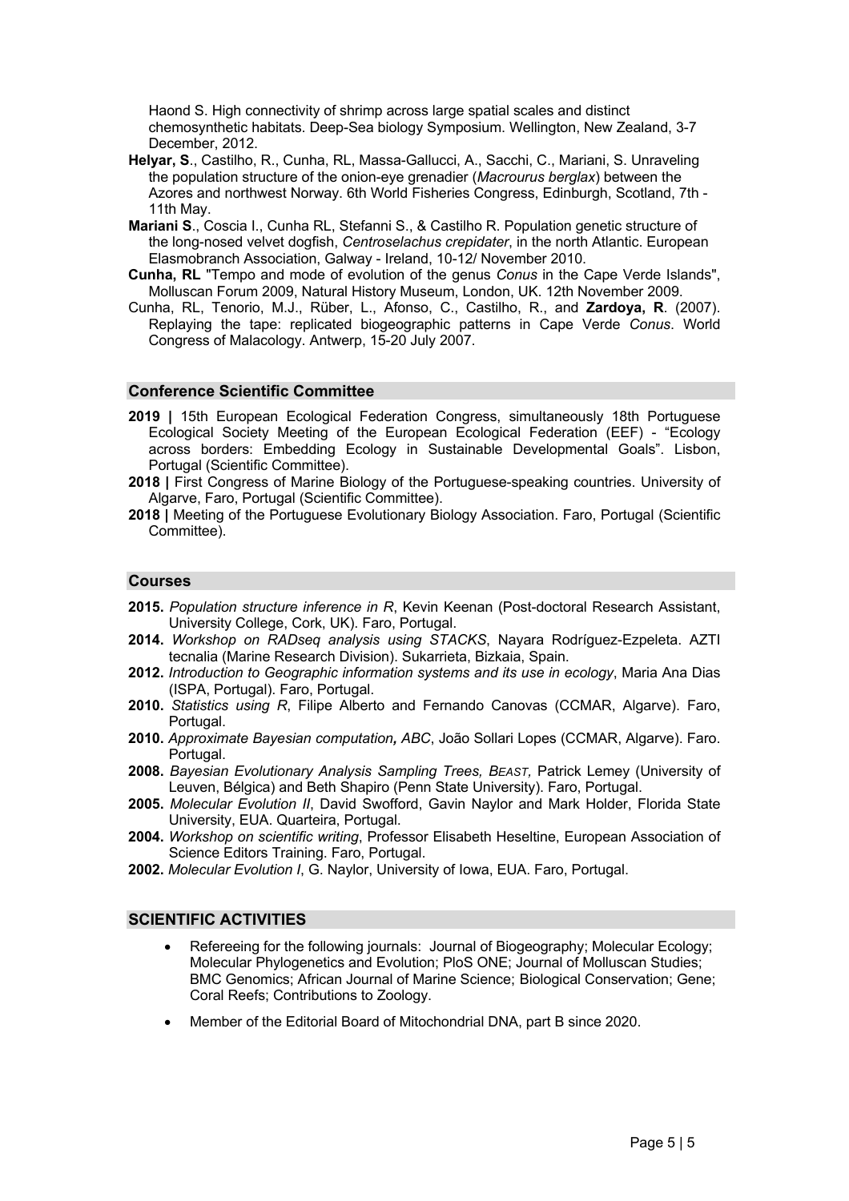Haond S. High connectivity of shrimp across large spatial scales and distinct chemosynthetic habitats. Deep-Sea biology Symposium. Wellington, New Zealand, 3-7 December, 2012.

**Helyar, S**., Castilho, R., Cunha, RL, Massa-Gallucci, A., Sacchi, C., Mariani, S. Unraveling the population structure of the onion-eye grenadier (*Macrourus berglax*) between the Azores and northwest Norway. 6th World Fisheries Congress, Edinburgh, Scotland, 7th - 11th May.

**Mariani S**., Coscia I., Cunha RL, Stefanni S., & Castilho R. Population genetic structure of the long-nosed velvet dogfish, *Centroselachus crepidater*, in the north Atlantic. European Elasmobranch Association, Galway - Ireland, 10-12/ November 2010.

**Cunha, RL** "Tempo and mode of evolution of the genus *Conus* in the Cape Verde Islands", Molluscan Forum 2009, Natural History Museum, London, UK. 12th November 2009.

Cunha, RL, Tenorio, M.J., Rüber, L., Afonso, C., Castilho, R., and **Zardoya, R**. (2007). Replaying the tape: replicated biogeographic patterns in Cape Verde *Conus*. World Congress of Malacology. Antwerp, 15-20 July 2007.

## Conference Scientific Committee

**2019 |** 15th European Ecological Federation Congress, simultaneously 18th Portuguese Ecological Society Meeting of the European Ecological Federation (EEF) - "Ecology across borders: Embedding Ecology in Sustainable Developmental Goals". Lisbon, Portugal (Scientific Committee).

**2018 |** First Congress of Marine Biology of the Portuguese-speaking countries. University of Algarve, Faro, Portugal (Scientific Committee).

**2018 |** Meeting of the Portuguese Evolutionary Biology Association. Faro, Portugal (Scientific Committee).

## Courses

**2015.** *Population structure inference in R*, Kevin Keenan (Post-doctoral Research Assistant, University College, Cork, UK). Faro, Portugal.

**2014.** *Workshop on RADseq analysis using STACKS*, Nayara Rodríguez-Ezpeleta. AZTI tecnalia (Marine Research Division). Sukarrieta, Bizkaia, Spain.

**2012.** *Introduction to Geographic information systems and its use in ecology*, Maria Ana Dias (ISPA, Portugal). Faro, Portugal.

**2010.** *Statistics using R*, Filipe Alberto and Fernando Canovas (CCMAR, Algarve). Faro, Portugal.

**2010.** *Approximate Bayesian computation***,** *ABC*, João Sollari Lopes (CCMAR, Algarve). Faro. Portugal.

**2008.** *Bayesian Evolutionary Analysis Sampling Trees, BEAST,* Patrick Lemey (University of Leuven, Bélgica) and Beth Shapiro (Penn State University). Faro, Portugal.

**2005.** *Molecular Evolution II*, David Swofford, Gavin Naylor and Mark Holder, Florida State University, EUA. Quarteira, Portugal.

**2004.** *Workshop on scientific writing*, Professor Elisabeth Heseltine, European Association of Science Editors Training. Faro, Portugal.

**2002.** *Molecular Evolution I*, G. Naylor, University of Iowa, EUA. Faro, Portugal.

## SCIENTIFIC ACTIVITIES

- Refereeing for the following journals: Journal of Biogeography; Molecular Ecology; Molecular Phylogenetics and Evolution; PloS ONE; Journal of Molluscan Studies; BMC Genomics; African Journal of Marine Science; Biological Conservation; Gene; Coral Reefs; Contributions to Zoology.
- Member of the Editorial Board of Mitochondrial DNA, part B since 2020.